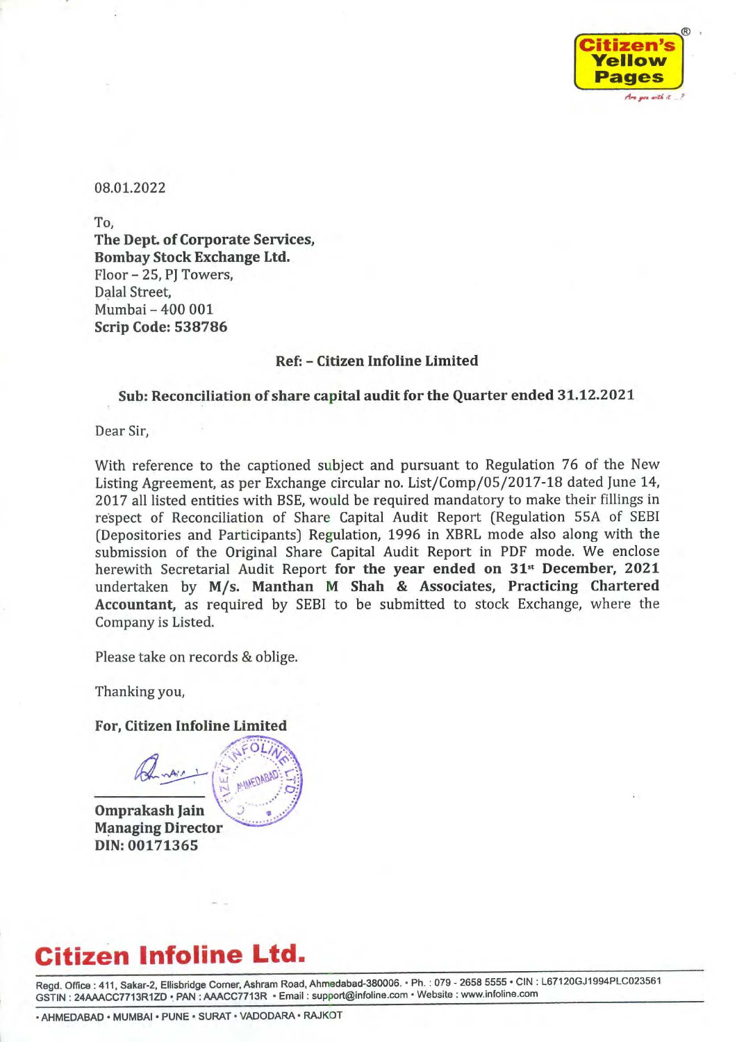Citizen's Yellow Pages®

Are you with it ...?

08.01.2022

To,
**The Dept. of Corporate Services,**
**Bombay Stock Exchange Ltd.**
Floor – 25, PJ Towers,
Dalal Street,
Mumbai – 400 001
**Scrip Code: 538786**

**Ref: – Citizen Infoline Limited**

**Sub: Reconciliation of share capital audit for the Quarter ended 31.12.2021**

Dear Sir,

With reference to the captioned subject and pursuant to Regulation 76 of the New Listing Agreement, as per Exchange circular no. List/Comp/05/2017-18 dated June 14, 2017 all listed entities with BSE, would be required mandatory to make their fillings in respect of Reconciliation of Share Capital Audit Report (Regulation 55A of SEBI (Depositories and Participants) Regulation, 1996 in XBRL mode also along with the submission of the Original Share Capital Audit Report in PDF mode. We enclose herewith Secretarial Audit Report **for the year ended on 31st December, 2021** undertaken by **M/s. Manthan M Shah & Associates, Practicing Chartered Accountant,** as required by SEBI to be submitted to stock Exchange, where the Company is Listed.

Please take on records & oblige.

Thanking you,

**For, Citizen Infoline Limited**

**Omprakash Jain**
**Managing Director**
**DIN: 00171365**

# Citizen Infoline Ltd.

Regd. Office : 411, Sakar-2, Ellisbridge Corner, Ashram Road, Ahmedabad-380006. • Ph. : 079 - 2658 5555 • CIN : L67120GJ1994PLC023561
GSTIN : 24AAACC7713R1ZD • PAN : AAACC7713R • Email : support@infoline.com • Website : www.infoline.com

• AHMEDABAD • MUMBAI • PUNE • SURAT • VADODARA • RAJKOT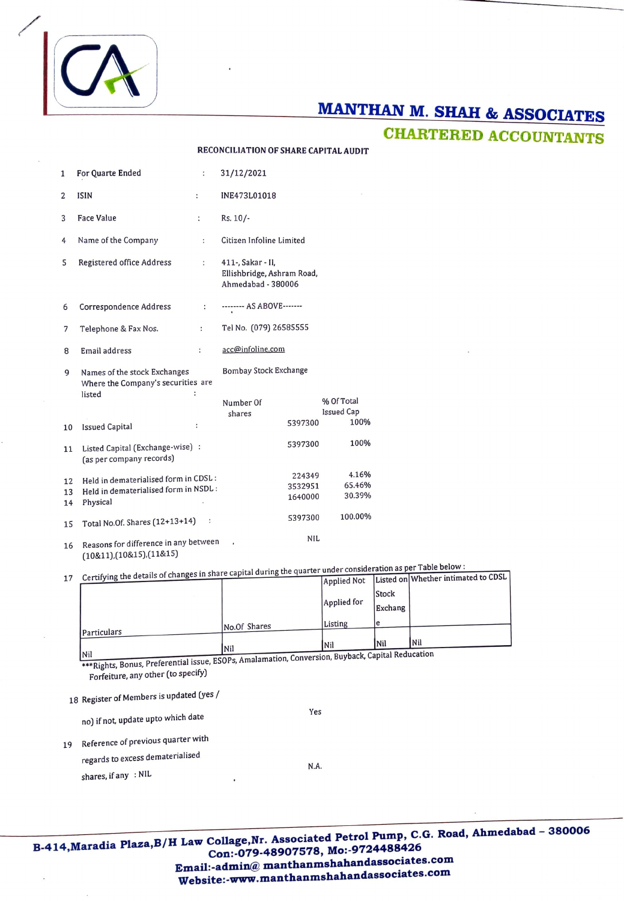# MANTHAN M. SHAH & ASSOCIATES

## CHARTERED ACCOUNTANTS

### RECONCILIATION OF SHARE CAPITAL AUDIT

| | | | | |
|---|---|---|---|---|
| 1 | For Quarte Ended | : | 31/12/2021 | |
| 2 | ISIN | : | INE473L01018 | |
| 3 | Face Value | : | Rs. 10/- | |
| 4 | Name of the Company | : | Citizen Infoline Limited | |
| 5 | Registered office Address | : | 411-, Sakar - II, Ellishbridge, Ashram Road, Ahmedabad - 380006 | |
| 6 | Correspondence Address | : | -------- AS ABOVE------- | |
| 7 | Telephone & Fax Nos. | : | Tel No. (079) 26585555 | |
| 8 | Email address | : | acc@infoline.com | |
| 9 | Names of the stock Exchanges Where the Company's securities are listed | : | Bombay Stock Exchange | |
| | | | **Number Of shares** | **% Of Total Issued Cap** |
| 10 | Issued Capital | : | 5397300 | 100% |
| 11 | Listed Capital (Exchange-wise) (as per company records) | : | 5397300 | 100% |
| 12 | Held in dematerialised form in CDSL | : | 224349 | 4.16% |
| 13 | Held in dematerialised form in NSDL | : | 3532951 | 65.46% |
| 14 | Physical | | 1640000 | 30.39% |
| 15 | Total No.Of. Shares (12+13+14) | : | 5397300 | 100.00% |
| 16 | Reasons for difference in any between (10&11),(10&15),(11&15) | | NIL | |

17 Certifying the details of changes in share capital during the quarter under consideration as per Table below :

| Particulars | No.Of Shares | Applied Not Applied for Listing | Listed on Stock Exchange | Whether intimated to CDSL |
|---|---|---|---|---|
| Nil | Nil | Nil | Nil | Nil |

***Rights, Bonus, Preferential issue, ESOPs, Amalamation, Conversion, Buyback, Capital Reducation Forfeiture, any other (to specify)

18 Register of Members is updated (yes / no) if not, update upto which date — Yes

19 Reference of previous quarter with regards to excess dematerialised shares, if any : NIL — N.A.

B-414,Maradia Plaza,B/H Law Collage,Nr. Associated Petrol Pump, C.G. Road, Ahmedabad - 380006
Con:-079-48907578, Mo:-9724488426
Email:-admin@ manthanmshahandassociates.com
Website:-www.manthanmshahandassociates.com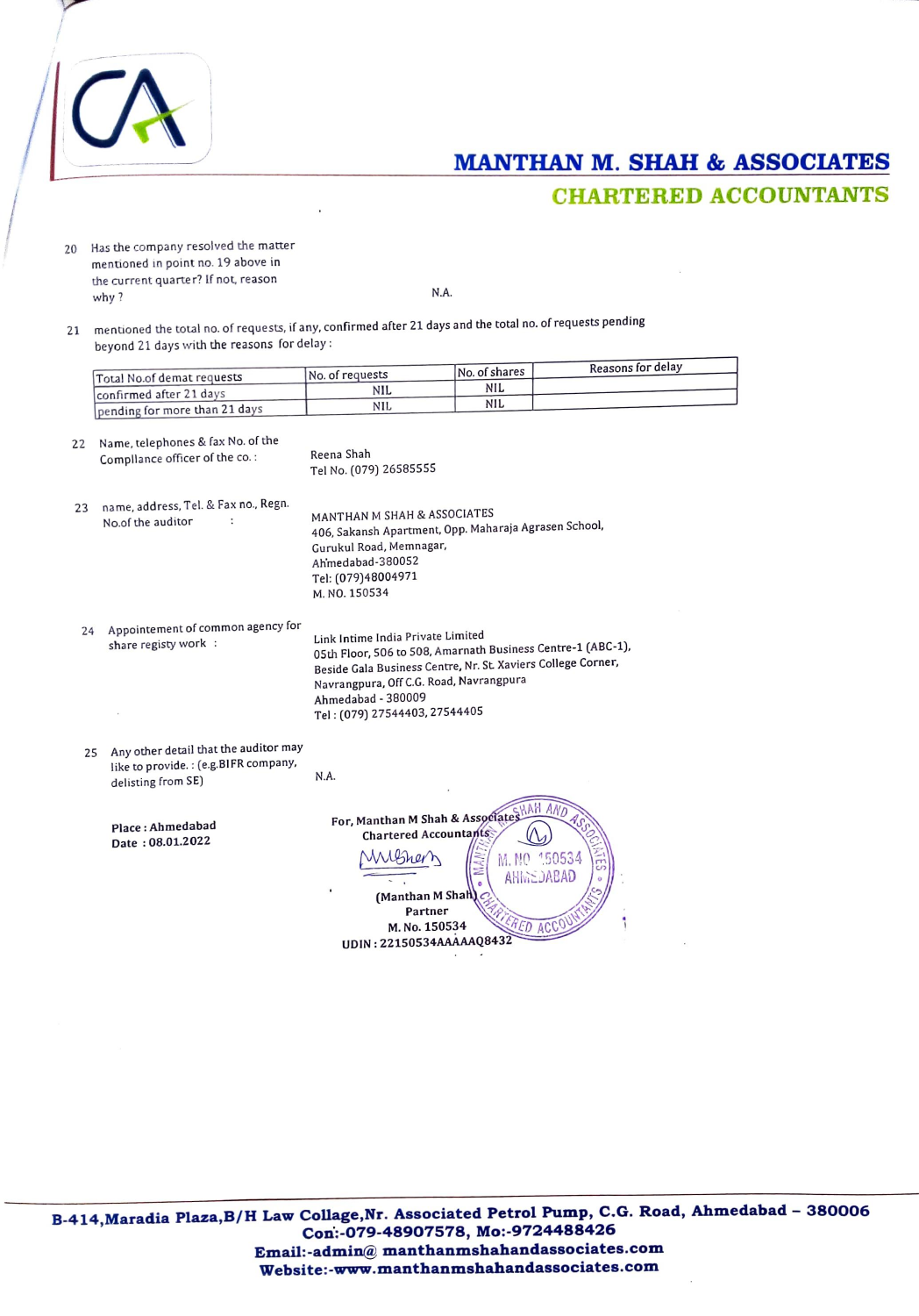# MANTHAN M. SHAH & ASSOCIATES

## CHARTERED ACCOUNTANTS

20 Has the company resolved the matter mentioned in point no. 19 above in the current quarter? If not, reason why? N.A.

21 mentioned the total no. of requests, if any, confirmed after 21 days and the total no. of requests pending beyond 21 days with the reasons for delay :

| Total No.of demat requests | No. of requests | No. of shares | Reasons for delay |
|---|---|---|---|
| confirmed after 21 days | NIL | NIL | |
| pending for more than 21 days | NIL | NIL | |

22 Name, telephones & fax No. of the Compliance officer of the co. :

Reena Shah
Tel No. (079) 26585555

23 name, address, Tel. & Fax no., Regn. No.of the auditor :

MANTHAN M SHAH & ASSOCIATES
406, Sakansh Apartment, Opp. Maharaja Agrasen School,
Gurukul Road, Memnagar,
Ahmedabad-380052
Tel: (079)48004971
M. NO. 150534

24 Appointement of common agency for share registy work :

Link Intime India Private Limited
05th Floor, 506 to 508, Amarnath Business Centre-1 (ABC-1),
Beside Gala Business Centre, Nr. St. Xaviers College Corner,
Navrangpura, Off C.G. Road, Navrangpura
Ahmedabad - 380009
Tel : (079) 27544403, 27544405

25 Any other detail that the auditor may like to provide. : (e.g.BIFR company, delisting from SE) N.A.

Place : Ahmedabad
Date : 08.01.2022

For, Manthan M Shah & Associates
Chartered Accountants

(Manthan M Shah)
Partner
M. No. 150534
UDIN : 22150534AAAAAQ8432

B-414,Maradia Plaza,B/H Law Collage,Nr. Associated Petrol Pump, C.G. Road, Ahmedabad – 380006
Con:-079-48907578, Mo:-9724488426
Email:-admin@ manthanmshahandassociates.com
Website:-www.manthanmshahandassociates.com